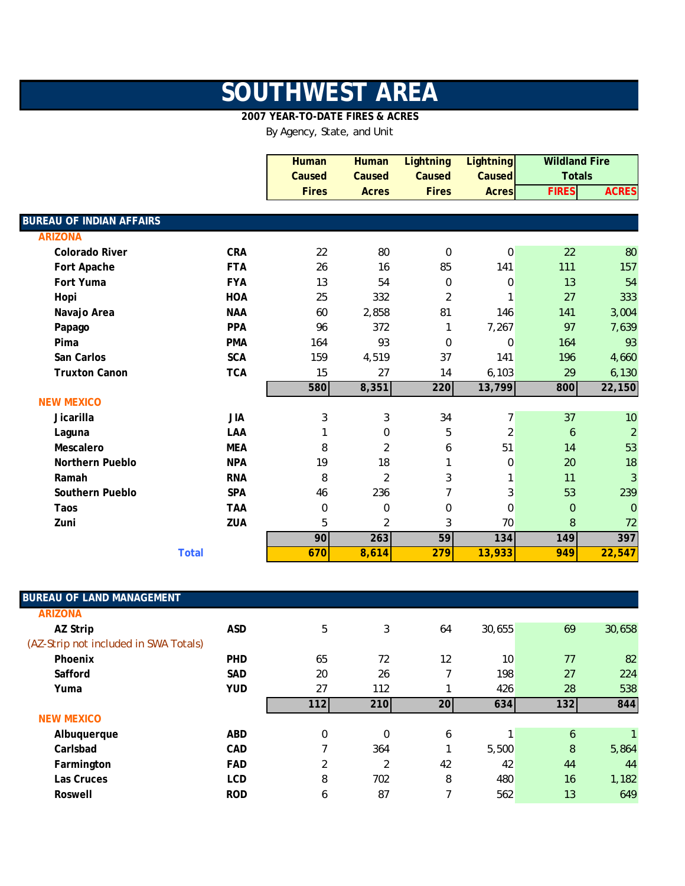# SOUTHWEST AREA

**2007 YEAR-TO-DATE FIRES & ACRES**

By Agency, State, and Unit

| | | Human Caused Fires | Human Caused Acres | Lightning Caused Fires | Lightning Caused Acres | Wildland Fire Totals FIRES | Wildland Fire Totals ACRES |
|---|---|---|---|---|---|---|---|
| **BUREAU OF INDIAN AFFAIRS** | | | | | | | |
| **ARIZONA** | | | | | | | |
| Colorado River | CRA | 22 | 80 | 0 | 0 | 22 | 80 |
| Fort Apache | FTA | 26 | 16 | 85 | 141 | 111 | 157 |
| Fort Yuma | FYA | 13 | 54 | 0 | 0 | 13 | 54 |
| Hopi | HOA | 25 | 332 | 2 | 1 | 27 | 333 |
| Navajo Area | NAA | 60 | 2,858 | 81 | 146 | 141 | 3,004 |
| Papago | PPA | 96 | 372 | 1 | 7,267 | 97 | 7,639 |
| Pima | PMA | 164 | 93 | 0 | 0 | 164 | 93 |
| San Carlos | SCA | 159 | 4,519 | 37 | 141 | 196 | 4,660 |
| Truxton Canon | TCA | 15 | 27 | 14 | 6,103 | 29 | 6,130 |
| | | **580** | **8,351** | **220** | **13,799** | **800** | **22,150** |
| **NEW MEXICO** | | | | | | | |
| Jicarilla | JIA | 3 | 3 | 34 | 7 | 37 | 10 |
| Laguna | LAA | 1 | 0 | 5 | 2 | 6 | 2 |
| Mescalero | MEA | 8 | 2 | 6 | 51 | 14 | 53 |
| Northern Pueblo | NPA | 19 | 18 | 1 | 0 | 20 | 18 |
| Ramah | RNA | 8 | 2 | 3 | 1 | 11 | 3 |
| Southern Pueblo | SPA | 46 | 236 | 7 | 3 | 53 | 239 |
| Taos | TAA | 0 | 0 | 0 | 0 | 0 | 0 |
| Zuni | ZUA | 5 | 2 | 3 | 70 | 8 | 72 |
| | | **90** | **263** | **59** | **134** | **149** | **397** |
| **Total** | | **670** | **8,614** | **279** | **13,933** | **949** | **22,547** |
| **BUREAU OF LAND MANAGEMENT** | | | | | | | |
| **ARIZONA** | | | | | | | |
| AZ Strip | ASD | 5 | 3 | 64 | 30,655 | 69 | 30,658 |
| (AZ-Strip not included in SWA Totals) | | | | | | | |
| Phoenix | PHD | 65 | 72 | 12 | 10 | 77 | 82 |
| Safford | SAD | 20 | 26 | 7 | 198 | 27 | 224 |
| Yuma | YUD | 27 | 112 | 1 | 426 | 28 | 538 |
| | | **112** | **210** | **20** | **634** | **132** | **844** |
| **NEW MEXICO** | | | | | | | |
| Albuquerque | ABD | 0 | 0 | 6 | 1 | 6 | 1 |
| Carlsbad | CAD | 7 | 364 | 1 | 5,500 | 8 | 5,864 |
| Farmington | FAD | 2 | 2 | 42 | 42 | 44 | 44 |
| Las Cruces | LCD | 8 | 702 | 8 | 480 | 16 | 1,182 |
| Roswell | ROD | 6 | 87 | 7 | 562 | 13 | 649 |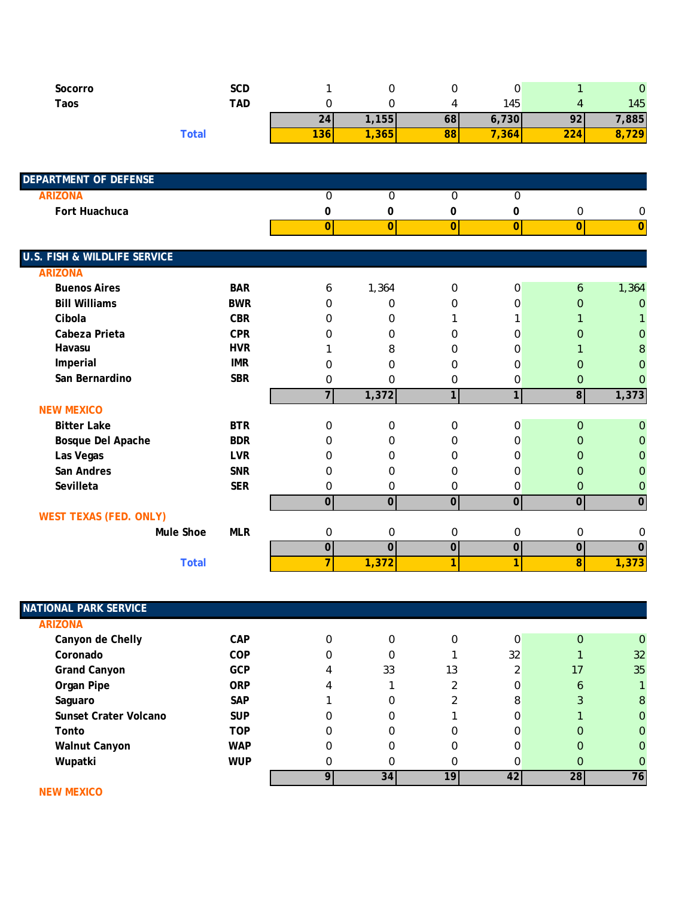| | | | | | | | |
|---|---|---|---|---|---|---|---|
| Socorro | SCD | 1 | 0 | 0 | 0 | 1 | 0 |
| Taos | TAD | 0 | 0 | 4 | 145 | 4 | 145 |
| | | **24** | **1,155** | **68** | **6,730** | **92** | **7,885** |
| **Total** | | **136** | **1,365** | **88** | **7,364** | **224** | **8,729** |

## DEPARTMENT OF DEFENSE

| | | | | | | | |
|---|---|---|---|---|---|---|---|
| **ARIZONA** | | 0 | 0 | 0 | 0 | | |
| Fort Huachuca | | **0** | **0** | **0** | **0** | 0 | 0 |
| | | **0** | **0** | **0** | **0** | **0** | **0** |

## U.S. FISH & WILDLIFE SERVICE

| | | | | | | | |
|---|---|---|---|---|---|---|---|
| **ARIZONA** | | | | | | | |
| Buenos Aires | BAR | 6 | 1,364 | 0 | 0 | 6 | 1,364 |
| Bill Williams | BWR | 0 | 0 | 0 | 0 | 0 | 0 |
| Cibola | CBR | 0 | 0 | 1 | 1 | 1 | 1 |
| Cabeza Prieta | CPR | 0 | 0 | 0 | 0 | 0 | 0 |
| Havasu | HVR | 1 | 8 | 0 | 0 | 1 | 8 |
| Imperial | IMR | 0 | 0 | 0 | 0 | 0 | 0 |
| San Bernardino | SBR | 0 | 0 | 0 | 0 | 0 | 0 |
| | | **7** | **1,372** | **1** | **1** | **8** | **1,373** |
| **NEW MEXICO** | | | | | | | |
| Bitter Lake | BTR | 0 | 0 | 0 | 0 | 0 | 0 |
| Bosque Del Apache | BDR | 0 | 0 | 0 | 0 | 0 | 0 |
| Las Vegas | LVR | 0 | 0 | 0 | 0 | 0 | 0 |
| San Andres | SNR | 0 | 0 | 0 | 0 | 0 | 0 |
| Sevilleta | SER | 0 | 0 | 0 | 0 | 0 | 0 |
| | | **0** | **0** | **0** | **0** | **0** | **0** |
| **WEST TEXAS (FED. ONLY)** | | | | | | | |
| Mule Shoe | MLR | 0 | 0 | 0 | 0 | 0 | 0 |
| | | **0** | **0** | **0** | **0** | **0** | **0** |
| **Total** | | **7** | **1,372** | **1** | **1** | **8** | **1,373** |

## NATIONAL PARK SERVICE

| | | | | | | | |
|---|---|---|---|---|---|---|---|
| **ARIZONA** | | | | | | | |
| Canyon de Chelly | CAP | 0 | 0 | 0 | 0 | 0 | 0 |
| Coronado | COP | 0 | 0 | 1 | 32 | 1 | 32 |
| Grand Canyon | GCP | 4 | 33 | 13 | 2 | 17 | 35 |
| Organ Pipe | ORP | 4 | 1 | 2 | 0 | 6 | 1 |
| Saguaro | SAP | 1 | 0 | 2 | 8 | 3 | 8 |
| Sunset Crater Volcano | SUP | 0 | 0 | 1 | 0 | 1 | 0 |
| Tonto | TOP | 0 | 0 | 0 | 0 | 0 | 0 |
| Walnut Canyon | WAP | 0 | 0 | 0 | 0 | 0 | 0 |
| Wupatki | WUP | 0 | 0 | 0 | 0 | 0 | 0 |
| | | **9** | **34** | **19** | **42** | **28** | **76** |
| **NEW MEXICO** | | | | | | | |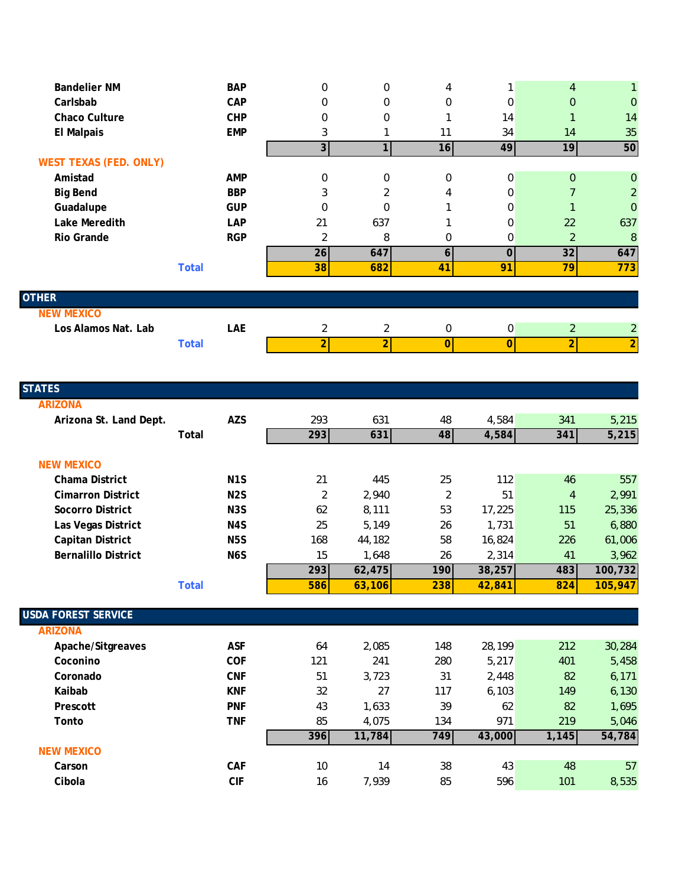| | | | | | | | |
|---|---|---|---|---|---|---|---|
| Bandelier NM | BAP | 0 | 0 | 4 | 1 | 4 | 1 |
| Carlsbab | CAP | 0 | 0 | 0 | 0 | 0 | 0 |
| Chaco Culture | CHP | 0 | 0 | 1 | 14 | 1 | 14 |
| El Malpais | EMP | 3 | 1 | 11 | 34 | 14 | 35 |
| | | **3** | **1** | **16** | **49** | **19** | **50** |
| **WEST TEXAS (FED. ONLY)** | | | | | | | |
| Amistad | AMP | 0 | 0 | 0 | 0 | 0 | 0 |
| Big Bend | BBP | 3 | 2 | 4 | 0 | 7 | 2 |
| Guadalupe | GUP | 0 | 0 | 1 | 0 | 1 | 0 |
| Lake Meredith | LAP | 21 | 637 | 1 | 0 | 22 | 637 |
| Rio Grande | RGP | 2 | 8 | 0 | 0 | 2 | 8 |
| | | **26** | **647** | **6** | **0** | **32** | **647** |
| **Total** | | **38** | **682** | **41** | **91** | **79** | **773** |

## OTHER

| | | | | | | | |
|---|---|---|---|---|---|---|---|
| **NEW MEXICO** | | | | | | | |
| Los Alamos Nat. Lab | LAE | 2 | 2 | 0 | 0 | 2 | 2 |
| **Total** | | **2** | **2** | **0** | **0** | **2** | **2** |

## STATES

| | | | | | | | |
|---|---|---|---|---|---|---|---|
| **ARIZONA** | | | | | | | |
| Arizona St. Land Dept. | AZS | 293 | 631 | 48 | 4,584 | 341 | 5,215 |
| **Total** | | **293** | **631** | **48** | **4,584** | **341** | **5,215** |
| **NEW MEXICO** | | | | | | | |
| Chama District | N1S | 21 | 445 | 25 | 112 | 46 | 557 |
| Cimarron District | N2S | 2 | 2,940 | 2 | 51 | 4 | 2,991 |
| Socorro District | N3S | 62 | 8,111 | 53 | 17,225 | 115 | 25,336 |
| Las Vegas District | N4S | 25 | 5,149 | 26 | 1,731 | 51 | 6,880 |
| Capitan District | N5S | 168 | 44,182 | 58 | 16,824 | 226 | 61,006 |
| Bernalillo District | N6S | 15 | 1,648 | 26 | 2,314 | 41 | 3,962 |
| | | **293** | **62,475** | **190** | **38,257** | **483** | **100,732** |
| **Total** | | **586** | **63,106** | **238** | **42,841** | **824** | **105,947** |

## USDA FOREST SERVICE

| | | | | | | | |
|---|---|---|---|---|---|---|---|
| **ARIZONA** | | | | | | | |
| Apache/Sitgreaves | ASF | 64 | 2,085 | 148 | 28,199 | 212 | 30,284 |
| Coconino | COF | 121 | 241 | 280 | 5,217 | 401 | 5,458 |
| Coronado | CNF | 51 | 3,723 | 31 | 2,448 | 82 | 6,171 |
| Kaibab | KNF | 32 | 27 | 117 | 6,103 | 149 | 6,130 |
| Prescott | PNF | 43 | 1,633 | 39 | 62 | 82 | 1,695 |
| Tonto | TNF | 85 | 4,075 | 134 | 971 | 219 | 5,046 |
| | | **396** | **11,784** | **749** | **43,000** | **1,145** | **54,784** |
| **NEW MEXICO** | | | | | | | |
| Carson | CAF | 10 | 14 | 38 | 43 | 48 | 57 |
| Cibola | CIF | 16 | 7,939 | 85 | 596 | 101 | 8,535 |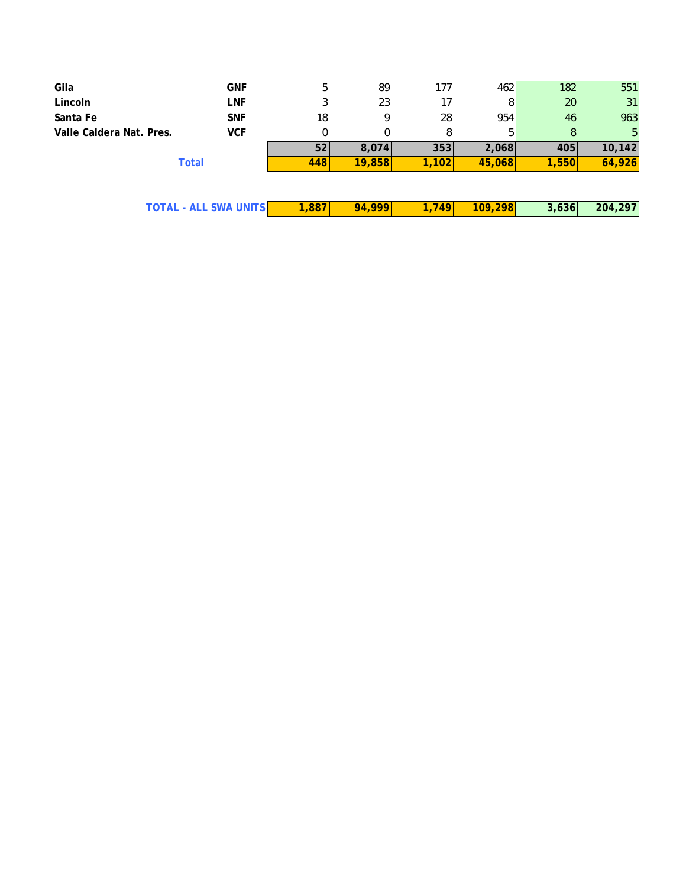| | | | | | | | |
|---|---|---|---|---|---|---|---|
| **Gila** | **GNF** | 5 | 89 | 177 | 462 | 182 | 551 |
| **Lincoln** | **LNF** | 3 | 23 | 17 | 8 | 20 | 31 |
| **Santa Fe** | **SNF** | 18 | 9 | 28 | 954 | 46 | 963 |
| **Valle Caldera Nat. Pres.** | **VCF** | 0 | 0 | 8 | 5 | 8 | 5 |
| | | **52** | **8,074** | **353** | **2,068** | **405** | **10,142** |
| **Total** | | **448** | **19,858** | **1,102** | **45,068** | **1,550** | **64,926** |
| | | | | | | | |
| **TOTAL - ALL SWA UNITS** | | **1,887** | **94,999** | **1,749** | **109,298** | **3,636** | **204,297** |